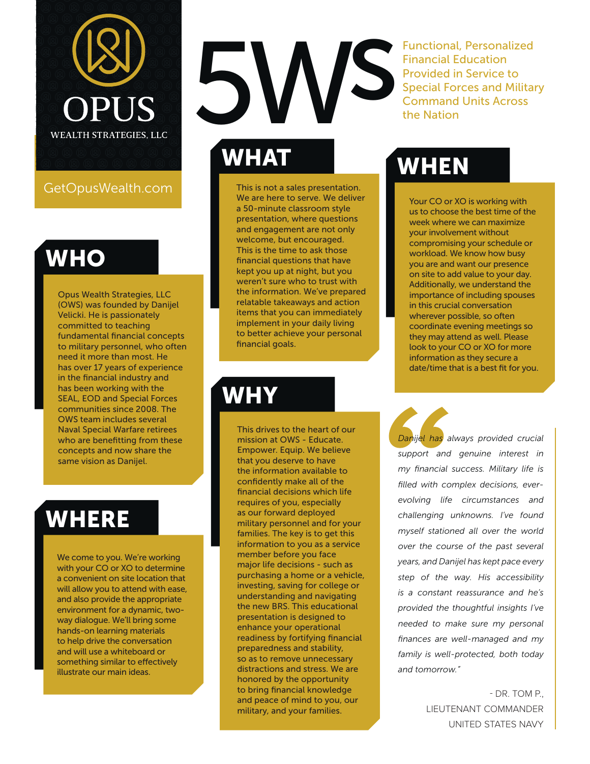OPUS

WEALTH STRATEGIES, LLC

GetOpusWealth.com

# 5WS

Functional, Personalized Financial Education Provided in Service to Special Forces and Military Command Units Across the Nation

## WHO

Opus Wealth Strategies, LLC (OWS) was founded by Danijel Velicki. He is passionately committed to teaching fundamental financial concepts to military personnel, who often need it more than most. He has over 17 years of experience in the financial industry and has been working with the SEAL, EOD and Special Forces communities since 2008. The OWS team includes several Naval Special Warfare retirees who are benefitting from these concepts and now share the same vision as Danijel.

## WHERE

We come to you. We're working with your CO or XO to determine a convenient on site location that will allow you to attend with ease, and also provide the appropriate environment for a dynamic, two-way dialogue. We'll bring some hands-on learning materials to help drive the conversation and will use a whiteboard or something similar to effectively illustrate our main ideas.

## WHAT

This is not a sales presentation. We are here to serve. We deliver a 50-minute classroom style presentation, where questions and engagement are not only welcome, but encouraged. This is the time to ask those financial questions that have kept you up at night, but you weren't sure who to trust with the information. We've prepared relatable takeaways and action items that you can immediately implement in your daily living to better achieve your personal financial goals.

## WHY

This drives to the heart of our mission at OWS - Educate. Empower. Equip. We believe that you deserve to have the information available to confidently make all of the financial decisions which life requires of you, especially as our forward deployed military personnel and for your families. The key is to get this information to you as a service member before you face major life decisions - such as purchasing a home or a vehicle, investing, saving for college or understanding and navigating the new BRS. This educational presentation is designed to enhance your operational readiness by fortifying financial preparedness and stability, so as to remove unnecessary distractions and stress. We are honored by the opportunity to bring financial knowledge and peace of mind to you, our military, and your families.

## WHEN

Your CO or XO is working with us to choose the best time of the week where we can maximize your involvement without compromising your schedule or workload. We know how busy you are and want our presence on site to add value to your day. Additionally, we understand the importance of including spouses in this crucial conversation wherever possible, so often coordinate evening meetings so they may attend as well. Please look to your CO or XO for more information as they secure a date/time that is a best fit for you.

> *"Danijel has always provided crucial support and genuine interest in my financial success. Military life is filled with complex decisions, ever-evolving life circumstances and challenging unknowns. I've found myself stationed all over the world over the course of the past several years, and Danijel has kept pace every step of the way. His accessibility is a constant reassurance and he's provided the thoughtful insights I've needed to make sure my personal finances are well-managed and my family is well-protected, both today and tomorrow."*
>
> \- DR. TOM P.,
> LIEUTENANT COMMANDER
> UNITED STATES NAVY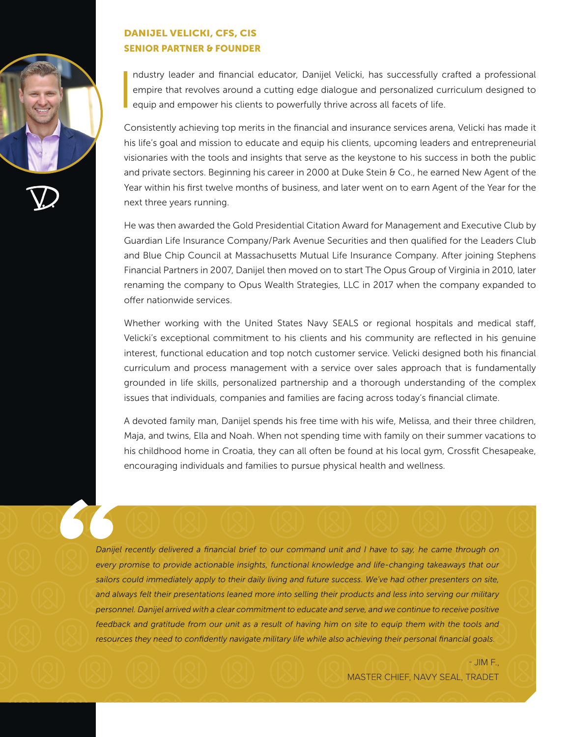## DANIJEL VELICKI, CFS, CIS
## SENIOR PARTNER & FOUNDER

Industry leader and financial educator, Danijel Velicki, has successfully crafted a professional empire that revolves around a cutting edge dialogue and personalized curriculum designed to equip and empower his clients to powerfully thrive across all facets of life.

Consistently achieving top merits in the financial and insurance services arena, Velicki has made it his life's goal and mission to educate and equip his clients, upcoming leaders and entrepreneurial visionaries with the tools and insights that serve as the keystone to his success in both the public and private sectors. Beginning his career in 2000 at Duke Stein & Co., he earned New Agent of the Year within his first twelve months of business, and later went on to earn Agent of the Year for the next three years running.

He was then awarded the Gold Presidential Citation Award for Management and Executive Club by Guardian Life Insurance Company/Park Avenue Securities and then qualified for the Leaders Club and Blue Chip Council at Massachusetts Mutual Life Insurance Company. After joining Stephens Financial Partners in 2007, Danijel then moved on to start The Opus Group of Virginia in 2010, later renaming the company to Opus Wealth Strategies, LLC in 2017 when the company expanded to offer nationwide services.

Whether working with the United States Navy SEALS or regional hospitals and medical staff, Velicki's exceptional commitment to his clients and his community are reflected in his genuine interest, functional education and top notch customer service. Velicki designed both his financial curriculum and process management with a service over sales approach that is fundamentally grounded in life skills, personalized partnership and a thorough understanding of the complex issues that individuals, companies and families are facing across today's financial climate.

A devoted family man, Danijel spends his free time with his wife, Melissa, and their three children, Maja, and twins, Ella and Noah. When not spending time with family on their summer vacations to his childhood home in Croatia, they can all often be found at his local gym, Crossfit Chesapeake, encouraging individuals and families to pursue physical health and wellness.

> *Danijel recently delivered a financial brief to our command unit and I have to say, he came through on every promise to provide actionable insights, functional knowledge and life-changing takeaways that our sailors could immediately apply to their daily living and future success. We've had other presenters on site, and always felt their presentations leaned more into selling their products and less into serving our military personnel. Danijel arrived with a clear commitment to educate and serve, and we continue to receive positive feedback and gratitude from our unit as a result of having him on site to equip them with the tools and resources they need to confidently navigate military life while also achieving their personal financial goals.*
>
> \- JIM F.,
> MASTER CHIEF, NAVY SEAL, TRADET